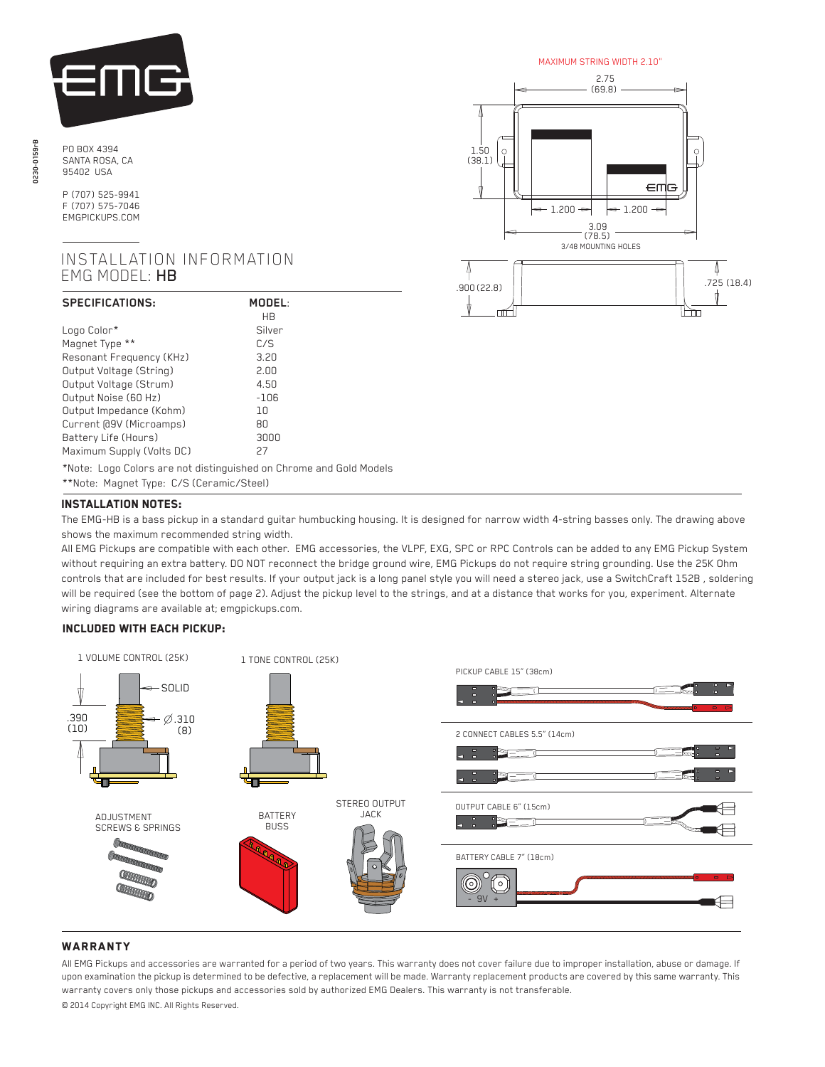PO BOX 4394
SANTA ROSA, CA
95402 USA

P (707) 525-9941
F (707) 575-7046
EMGPICKUPS.COM

# INSTALLATION INFORMATION
## EMG MODEL: **HB**

MAXIMUM STRING WIDTH 2.10"

2.75 (69.8)

1.50 (38.1)

1.200 — 1.200

3.09 (78.5)

3/48 MOUNTING HOLES

.900 (22.8)

.725 (18.4)

| **SPECIFICATIONS:** | **MODEL:** |
|---|---|
| | HB |
| Logo Color* | Silver |
| Magnet Type ** | C/S |
| Resonant Frequency (KHz) | 3.20 |
| Output Voltage (String) | 2.00 |
| Output Voltage (Strum) | 4.50 |
| Output Noise (60 Hz) | -106 |
| Output Impedance (Kohm) | 10 |
| Current @9V (Microamps) | 80 |
| Battery Life (Hours) | 3000 |
| Maximum Supply (Volts DC) | 27 |

*Note: Logo Colors are not distinguished on Chrome and Gold Models

**Note: Magnet Type: C/S (Ceramic/Steel)

### INSTALLATION NOTES:

The EMG-HB is a bass pickup in a standard guitar humbucking housing. It is designed for narrow width 4-string basses only. The drawing above shows the maximum recommended string width.

All EMG Pickups are compatible with each other. EMG accessories, the VLPF, EXG, SPC or RPC Controls can be added to any EMG Pickup System without requiring an extra battery. DO NOT reconnect the bridge ground wire, EMG Pickups do not require string grounding. Use the 25K Ohm controls that are included for best results. If your output jack is a long panel style you will need a stereo jack, use a SwitchCraft 152B , soldering will be required (see the bottom of page 2). Adjust the pickup level to the strings, and at a distance that works for you, experiment. Alternate wiring diagrams are available at; emgpickups.com.

### INCLUDED WITH EACH PICKUP:

1 VOLUME CONTROL (25K)

SOLID

.390 (10)

∅.310 (8)

1 TONE CONTROL (25K)

ADJUSTMENT SCREWS & SPRINGS

BATTERY BUSS

STEREO OUTPUT JACK

PICKUP CABLE 15" (38cm)

2 CONNECT CABLES 5.5" (14cm)

OUTPUT CABLE 6" (15cm)

BATTERY CABLE 7" (18cm)

- 9V +

### WARRANTY

All EMG Pickups and accessories are warranted for a period of two years. This warranty does not cover failure due to improper installation, abuse or damage. If upon examination the pickup is determined to be defective, a replacement will be made. Warranty replacement products are covered by this same warranty. This warranty covers only those pickups and accessories sold by authorized EMG Dealers. This warranty is not transferable.

© 2014 Copyright EMG INC. All Rights Reserved.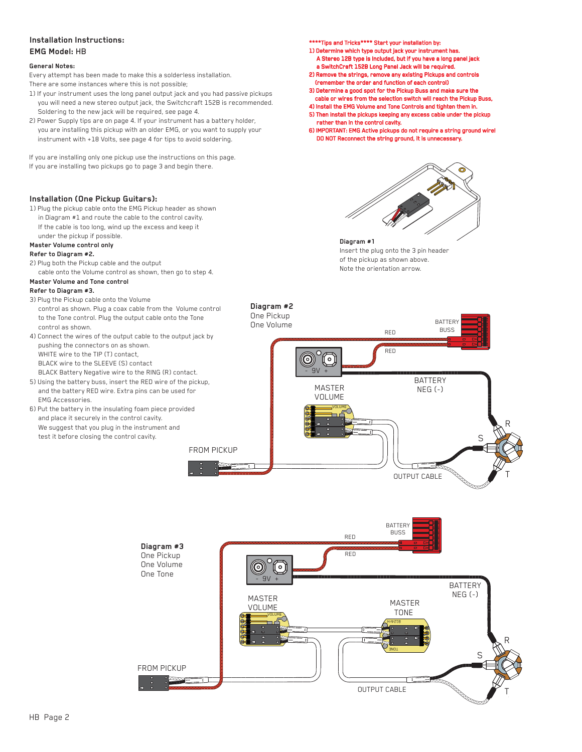## Installation Instructions:
## EMG Model: HB

**General Notes:**

Every attempt has been made to make this a solderless installation.
There are some instances where this is not possible;

1) If your instrument uses the long panel output jack and you had passive pickups you will need a new stereo output jack, the Switchcraft 152B is recommended. Soldering to the new jack will be required, see page 4.
2) Power Supply tips are on page 4. If your instrument has a battery holder, you are installing this pickup with an older EMG, or you want to supply your instrument with +18 Volts, see page 4 for tips to avoid soldering.

If you are installing only one pickup use the instructions on this page.
If you are installing two pickups go to page 3 and begin there.

****Tips and Tricks**** Start your installation by:

1) Determine which type output jack your instrument has.
   A Stereo 12B type is included, but if you have a long panel jack a SwitchCraft 152B Long Panel Jack will be required.
2) Remove the strings, remove any existing Pickups and controls (remember the order and function of each control)
3) Determine a good spot for the Pickup Buss and make sure the cable or wires from the selection switch will reach the Pickup Buss,
4) Install the EMG Volume and Tone Controls and tighten them in.
5) Then install the pickups keeping any excess cable under the pickup rather than in the control cavity.
6) IMPORTANT: EMG Active pickups do not require a string ground wire! DO NOT Reconnect the string ground, it is unnecessary.

### Installation (One Pickup Guitars):

1) Plug the pickup cable onto the EMG Pickup header as shown in Diagram #1 and route the cable to the control cavity. If the cable is too long, wind up the excess and keep it under the pickup if possible.

**Master Volume control only**
**Refer to Diagram #2.**

2) Plug both the Pickup cable and the output cable onto the Volume control as shown, then go to step 4.

**Master Volume and Tone control**
**Refer to Diagram #3.**

3) Plug the Pickup cable onto the Volume control as shown. Plug a coax cable from the Volume control to the Tone control. Plug the output cable onto the Tone control as shown.
4) Connect the wires of the output cable to the output jack by pushing the connectors on as shown.
   WHITE wire to the TIP (T) contact,
   BLACK wire to the SLEEVE (S) contact
   BLACK Battery Negative wire to the RING (R) contact.
5) Using the battery buss, insert the RED wire of the pickup, and the battery RED wire. Extra pins can be used for EMG Accessories.
6) Put the battery in the insulating foam piece provided and place it securely in the control cavity.
   We suggest that you plug in the instrument and test it before closing the control cavity.

**Diagram #1**
Insert the plug onto the 3 pin header of the pickup as shown above.
Note the orientation arrow.

**Diagram #2**
One Pickup
One Volume

RED · BATTERY BUSS · RED · - 9V + · BATTERY NEG (-) · MASTER VOLUME · R · S · T · FROM PICKUP · OUTPUT CABLE

**Diagram #3**
One Pickup
One Volume
One Tone

BATTERY BUSS · RED · RED · - 9V + · BATTERY NEG (-) · MASTER VOLUME · MASTER TONE · R · S · T · FROM PICKUP · OUTPUT CABLE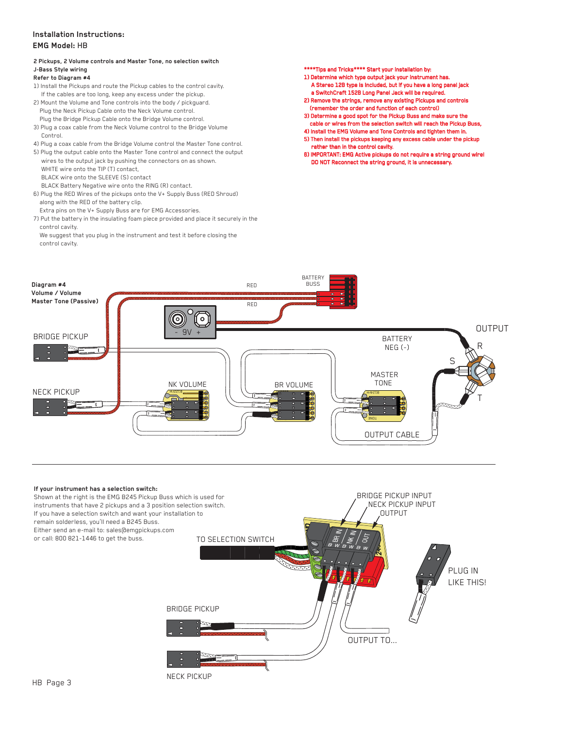## Installation Instructions:

## EMG Model: HB

**2 Pickups, 2 Volume controls and Master Tone, no selection switch**
**J-Bass Style wiring**
**Refer to Diagram #4**

1) Install the Pickups and route the Pickup cables to the control cavity.
   If the cables are too long, keep any excess under the pickup.
2) Mount the Volume and Tone controls into the body / pickguard.
   Plug the Neck Pickup Cable onto the Neck Volume control.
   Plug the Bridge Pickup Cable onto the Bridge Volume control.
3) Plug a coax cable from the Neck Volume control to the Bridge Volume Control.
4) Plug a coax cable from the Bridge Volume control the Master Tone control.
5) Plug the output cable onto the Master Tone control and connect the output wires to the output jack by pushing the connectors on as shown.
   WHITE wire onto the TIP (T) contact,
   BLACK wire onto the SLEEVE (S) contact
   BLACK Battery Negative wire onto the RING (R) contact.
6) Plug the RED Wires of the pickups onto the V+ Supply Buss (RED Shroud) along with the RED of the battery clip.
   Extra pins on the V+ Supply Buss are for EMG Accessories.
7) Put the battery in the insulating foam piece provided and place it securely in the control cavity.
   We suggest that you plug in the instrument and test it before closing the control cavity.

****Tips and Tricks**** Start your installation by:

1) Determine which type output jack your instrument has.
   A Stereo 12B type is included, but if you have a long panel jack a SwitchCraft 152B Long Panel Jack will be required.
2) Remove the strings, remove any existing Pickups and controls (remember the order and function of each control)
3) Determine a good spot for the Pickup Buss and make sure the cable or wires from the selection switch will reach the Pickup Buss.
4) Install the EMG Volume and Tone Controls and tighten them in.
5) Then install the pickups keeping any excess cable under the pickup rather than in the control cavity.
6) IMPORTANT: EMG Active pickups do not require a string ground wire! DO NOT Reconnect the string ground, it is unnecessary.

**Diagram #4**
**Volume / Volume**
**Master Tone (Passive)**

BRIDGE PICKUP, NECK PICKUP, RED, RED, BATTERY BUSS, - 9V +, NK VOLUME, BR VOLUME, MASTER TONE, BATTERY NEG (-), OUTPUT, R, S, T, OUTPUT CABLE

---

**If your instrument has a selection switch:**
Shown at the right is the EMG B245 Pickup Buss which is used for instruments that have 2 pickups and a 3 position selection switch.
If you have a selection switch and want your installation to remain solderless, you'll need a B245 Buss.
Either send an e-mail to: sales@emgpickups.com
or call: 800 821-1446 to get the buss.

BRIDGE PICKUP INPUT, NECK PICKUP INPUT, OUTPUT, TO SELECTION SWITCH, BRIDGE PICKUP, NECK PICKUP, OUTPUT TO..., PLUG IN LIKE THIS!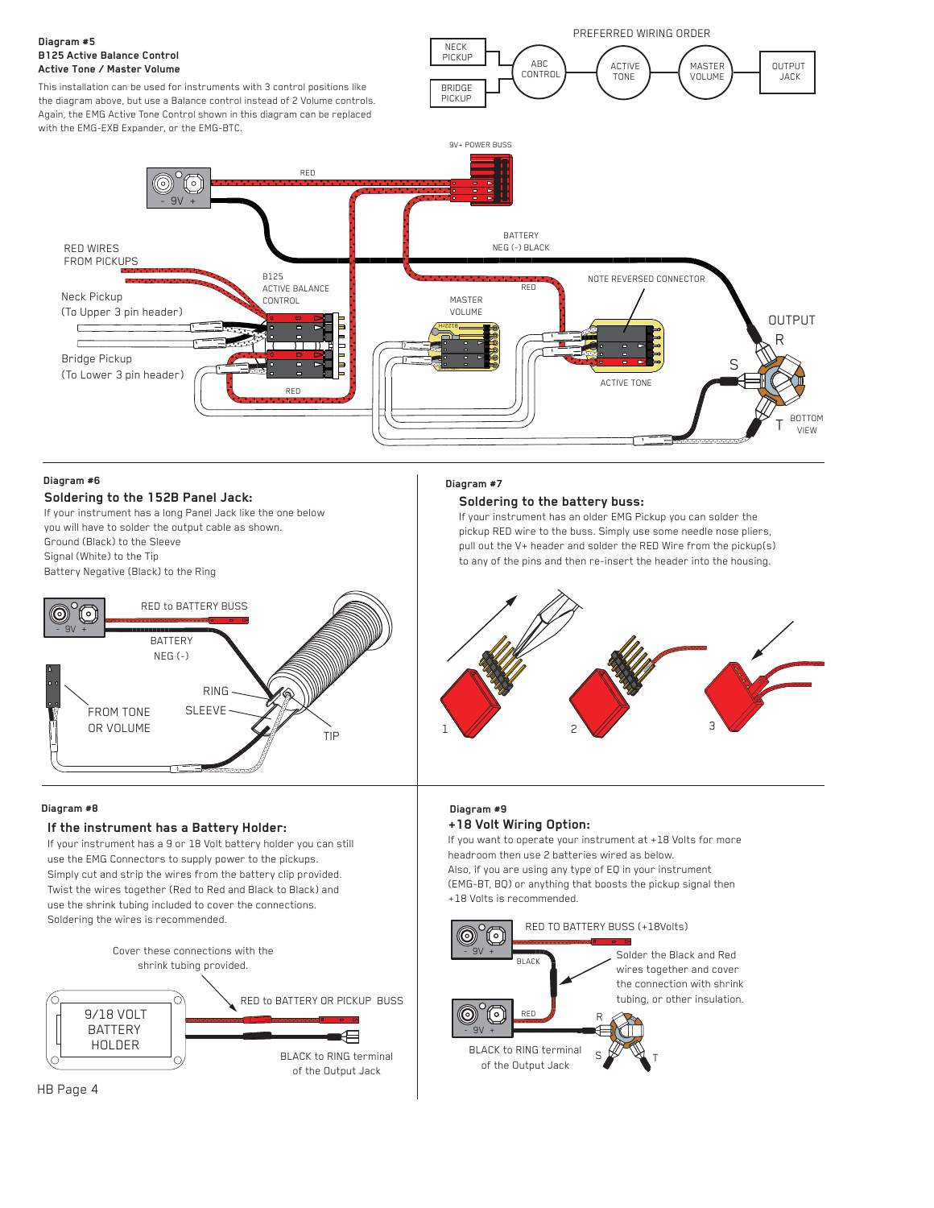**Diagram #5**
**B125 Active Balance Control**
**Active Tone / Master Volume**

This installation can be used for instruments with 3 control positions like the diagram above, but use a Balance control instead of 2 Volume controls. Again, the EMG Active Tone Control shown in this diagram can be replaced with the EMG-EXB Expander, or the EMG-BTC.

PREFERRED WIRING ORDER

NECK PICKUP
BRIDGE PICKUP
ABC CONTROL
ACTIVE TONE
MASTER VOLUME
OUTPUT JACK

9V+ POWER BUSS
- 9V +
RED
BATTERY NEG (-) BLACK
RED WIRES FROM PICKUPS
B125 ACTIVE BALANCE CONTROL
Neck Pickup (To Upper 3 pin header)
Bridge Pickup (To Lower 3 pin header)
RED
MASTER VOLUME
NOTE REVERSED CONNECTOR
ACTIVE TONE
OUTPUT
R
S
T
BOTTOM VIEW

**Diagram #6**

## Soldering to the 152B Panel Jack:

If your instrument has a long Panel Jack like the one below you will have to solder the output cable as shown.
Ground (Black) to the Sleeve
Signal (White) to the Tip
Battery Negative (Black) to the Ring

- 9V +
RED to BATTERY BUSS
BATTERY NEG (-)
RING
SLEEVE
TIP
FROM TONE OR VOLUME

**Diagram #7**

## Soldering to the battery buss:

If your instrument has an older EMG Pickup you can solder the pickup RED wire to the buss. Simply use some needle nose pliers, pull out the V+ header and solder the RED Wire from the pickup(s) to any of the pins and then re-insert the header into the housing.

1
2
3

**Diagram #8**

## If the instrument has a Battery Holder:

If your instrument has a 9 or 18 Volt battery holder you can still use the EMG Connectors to supply power to the pickups. Simply cut and strip the wires from the battery clip provided. Twist the wires together (Red to Red and Black to Black) and use the shrink tubing included to cover the connections. Soldering the wires is recommended.

Cover these connections with the shrink tubing provided.
9/18 VOLT BATTERY HOLDER
RED to BATTERY OR PICKUP BUSS
BLACK to RING terminal of the Output Jack

**Diagram #9**

## +18 Volt Wiring Option:

If you want to operate your instrument at +18 Volts for more headroom then use 2 batteries wired as below.
Also, if you are using any type of EQ in your instrument (EMG-BT, BQ) or anything that boosts the pickup signal then +18 Volts is recommended.

RED TO BATTERY BUSS (+18Volts)
- 9V +
BLACK
RED
Solder the Black and Red wires together and cover the connection with shrink tubing, or other insulation.
R
S
T
BLACK to RING terminal of the Output Jack